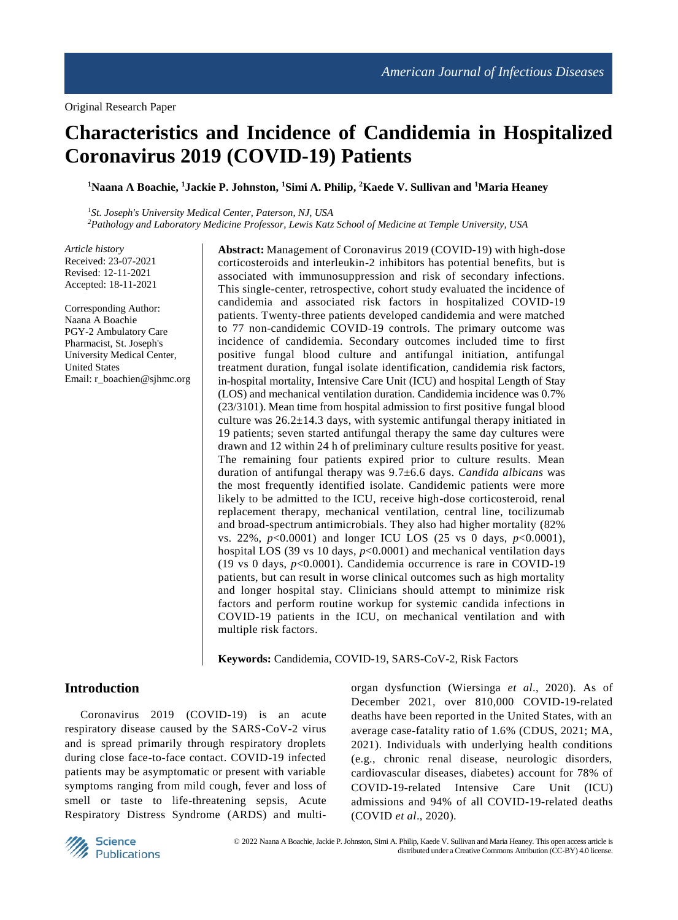Original Research Paper

# Characteristics and Incidence of Candidemia in Hospitalized Coronavirus 2019 (COVID-19) Patients

**[1]Naana A Boachie, [1]Jackie P. Johnston, [1]Simi A. Philip, [2]Kaede V. Sullivan and [1]Maria Heaney**

*[1]St. Joseph's University Medical Center, Paterson, NJ, USA*
*[2]Pathology and Laboratory Medicine Professor, Lewis Katz School of Medicine at Temple University, USA*

*Article history*
Received: 23-07-2021
Revised: 12-11-2021
Accepted: 18-11-2021

Corresponding Author:
Naana A Boachie
PGY-2 Ambulatory Care Pharmacist, St. Joseph's University Medical Center, United States
Email: r_boachien@sjhmc.org

**Abstract:** Management of Coronavirus 2019 (COVID-19) with high-dose corticosteroids and interleukin-2 inhibitors has potential benefits, but is associated with immunosuppression and risk of secondary infections. This single-center, retrospective, cohort study evaluated the incidence of candidemia and associated risk factors in hospitalized COVID-19 patients. Twenty-three patients developed candidemia and were matched to 77 non-candidemic COVID-19 controls. The primary outcome was incidence of candidemia. Secondary outcomes included time to first positive fungal blood culture and antifungal initiation, antifungal treatment duration, fungal isolate identification, candidemia risk factors, in-hospital mortality, Intensive Care Unit (ICU) and hospital Length of Stay (LOS) and mechanical ventilation duration. Candidemia incidence was 0.7% (23/3101). Mean time from hospital admission to first positive fungal blood culture was 26.2±14.3 days, with systemic antifungal therapy initiated in 19 patients; seven started antifungal therapy the same day cultures were drawn and 12 within 24 h of preliminary culture results positive for yeast. The remaining four patients expired prior to culture results. Mean duration of antifungal therapy was 9.7±6.6 days. *Candida albicans* was the most frequently identified isolate. Candidemic patients were more likely to be admitted to the ICU, receive high-dose corticosteroid, renal replacement therapy, mechanical ventilation, central line, tocilizumab and broad-spectrum antimicrobials. They also had higher mortality (82% vs. 22%, $p<0.0001$) and longer ICU LOS (25 vs 0 days, $p<0.0001$), hospital LOS (39 vs 10 days, $p<0.0001$) and mechanical ventilation days (19 vs 0 days, $p<0.0001$). Candidemia occurrence is rare in COVID-19 patients, but can result in worse clinical outcomes such as high mortality and longer hospital stay. Clinicians should attempt to minimize risk factors and perform routine workup for systemic candida infections in COVID-19 patients in the ICU, on mechanical ventilation and with multiple risk factors.

**Keywords:** Candidemia, COVID-19, SARS-CoV-2, Risk Factors

## Introduction

Coronavirus 2019 (COVID-19) is an acute respiratory disease caused by the SARS-CoV-2 virus and is spread primarily through respiratory droplets during close face-to-face contact. COVID-19 infected patients may be asymptomatic or present with variable symptoms ranging from mild cough, fever and loss of smell or taste to life-threatening sepsis, Acute Respiratory Distress Syndrome (ARDS) and multi-organ dysfunction (Wiersinga *et al*., 2020). As of December 2021, over 810,000 COVID-19-related deaths have been reported in the United States, with an average case-fatality ratio of 1.6% (CDUS, 2021; MA, 2021). Individuals with underlying health conditions (e.g., chronic renal disease, neurologic disorders, cardiovascular diseases, diabetes) account for 78% of COVID-19-related Intensive Care Unit (ICU) admissions and 94% of all COVID-19-related deaths (COVID *et al*., 2020).

© 2022 Naana A Boachie, Jackie P. Johnston, Simi A. Philip, Kaede V. Sullivan and Maria Heaney. This open access article is distributed under a Creative Commons Attribution (CC-BY) 4.0 license.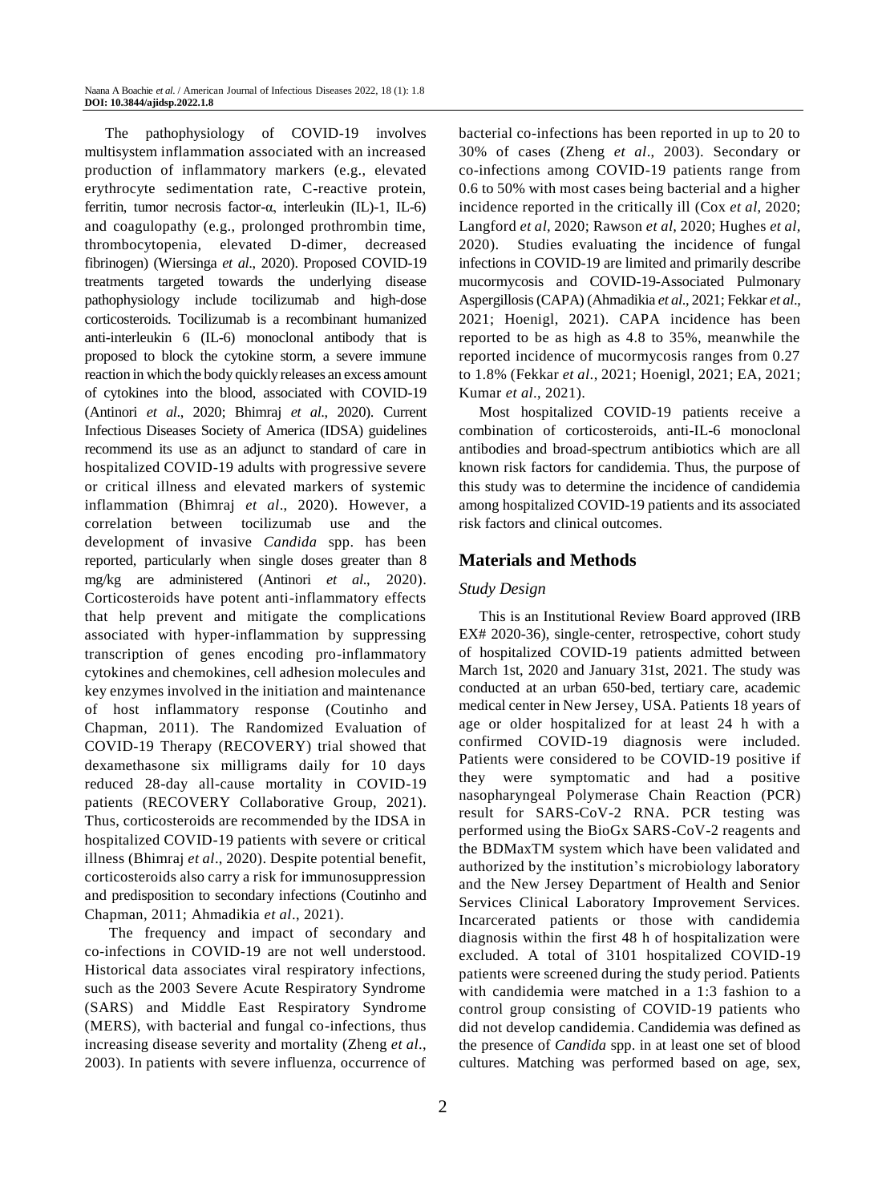The pathophysiology of COVID-19 involves multisystem inflammation associated with an increased production of inflammatory markers (e.g., elevated erythrocyte sedimentation rate, C-reactive protein, ferritin, tumor necrosis factor-α, interleukin (IL)-1, IL-6) and coagulopathy (e.g., prolonged prothrombin time, thrombocytopenia, elevated D-dimer, decreased fibrinogen) (Wiersinga *et al*., 2020). Proposed COVID-19 treatments targeted towards the underlying disease pathophysiology include tocilizumab and high-dose corticosteroids. Tocilizumab is a recombinant humanized anti-interleukin 6 (IL-6) monoclonal antibody that is proposed to block the cytokine storm, a severe immune reaction in which the body quickly releases an excess amount of cytokines into the blood, associated with COVID-19 (Antinori *et al*., 2020; Bhimraj *et al*., 2020). Current Infectious Diseases Society of America (IDSA) guidelines recommend its use as an adjunct to standard of care in hospitalized COVID-19 adults with progressive severe or critical illness and elevated markers of systemic inflammation (Bhimraj *et al*., 2020). However, a correlation between tocilizumab use and the development of invasive *Candida* spp. has been reported, particularly when single doses greater than 8 mg/kg are administered (Antinori *et al*., 2020). Corticosteroids have potent anti-inflammatory effects that help prevent and mitigate the complications associated with hyper-inflammation by suppressing transcription of genes encoding pro-inflammatory cytokines and chemokines, cell adhesion molecules and key enzymes involved in the initiation and maintenance of host inflammatory response (Coutinho and Chapman, 2011). The Randomized Evaluation of COVID-19 Therapy (RECOVERY) trial showed that dexamethasone six milligrams daily for 10 days reduced 28-day all-cause mortality in COVID-19 patients (RECOVERY Collaborative Group, 2021). Thus, corticosteroids are recommended by the IDSA in hospitalized COVID-19 patients with severe or critical illness (Bhimraj *et al*., 2020). Despite potential benefit, corticosteroids also carry a risk for immunosuppression and predisposition to secondary infections (Coutinho and Chapman, 2011; Ahmadikia *et al*., 2021).

The frequency and impact of secondary and co-infections in COVID-19 are not well understood. Historical data associates viral respiratory infections, such as the 2003 Severe Acute Respiratory Syndrome (SARS) and Middle East Respiratory Syndrome (MERS), with bacterial and fungal co-infections, thus increasing disease severity and mortality (Zheng *et al*., 2003). In patients with severe influenza, occurrence of bacterial co-infections has been reported in up to 20 to 30% of cases (Zheng *et al*., 2003). Secondary or co-infections among COVID-19 patients range from 0.6 to 50% with most cases being bacterial and a higher incidence reported in the critically ill (Cox *et al*, 2020; Langford *et al*, 2020; Rawson *et al*, 2020; Hughes *et al*, 2020). Studies evaluating the incidence of fungal infections in COVID-19 are limited and primarily describe mucormycosis and COVID-19-Associated Pulmonary Aspergillosis (CAPA) (Ahmadikia *et al*., 2021; Fekkar *et al*., 2021; Hoenigl, 2021). CAPA incidence has been reported to be as high as 4.8 to 35%, meanwhile the reported incidence of mucormycosis ranges from 0.27 to 1.8% (Fekkar *et al*., 2021; Hoenigl, 2021; EA, 2021; Kumar *et al*., 2021).

Most hospitalized COVID-19 patients receive a combination of corticosteroids, anti-IL-6 monoclonal antibodies and broad-spectrum antibiotics which are all known risk factors for candidemia. Thus, the purpose of this study was to determine the incidence of candidemia among hospitalized COVID-19 patients and its associated risk factors and clinical outcomes.

## Materials and Methods

### *Study Design*

This is an Institutional Review Board approved (IRB EX# 2020-36), single-center, retrospective, cohort study of hospitalized COVID-19 patients admitted between March 1st, 2020 and January 31st, 2021. The study was conducted at an urban 650-bed, tertiary care, academic medical center in New Jersey, USA. Patients 18 years of age or older hospitalized for at least 24 h with a confirmed COVID-19 diagnosis were included. Patients were considered to be COVID-19 positive if they were symptomatic and had a positive nasopharyngeal Polymerase Chain Reaction (PCR) result for SARS-CoV-2 RNA. PCR testing was performed using the BioGx SARS-CoV-2 reagents and the BDMaxTM system which have been validated and authorized by the institution's microbiology laboratory and the New Jersey Department of Health and Senior Services Clinical Laboratory Improvement Services. Incarcerated patients or those with candidemia diagnosis within the first 48 h of hospitalization were excluded. A total of 3101 hospitalized COVID-19 patients were screened during the study period. Patients with candidemia were matched in a 1:3 fashion to a control group consisting of COVID-19 patients who did not develop candidemia. Candidemia was defined as the presence of *Candida* spp. in at least one set of blood cultures. Matching was performed based on age, sex,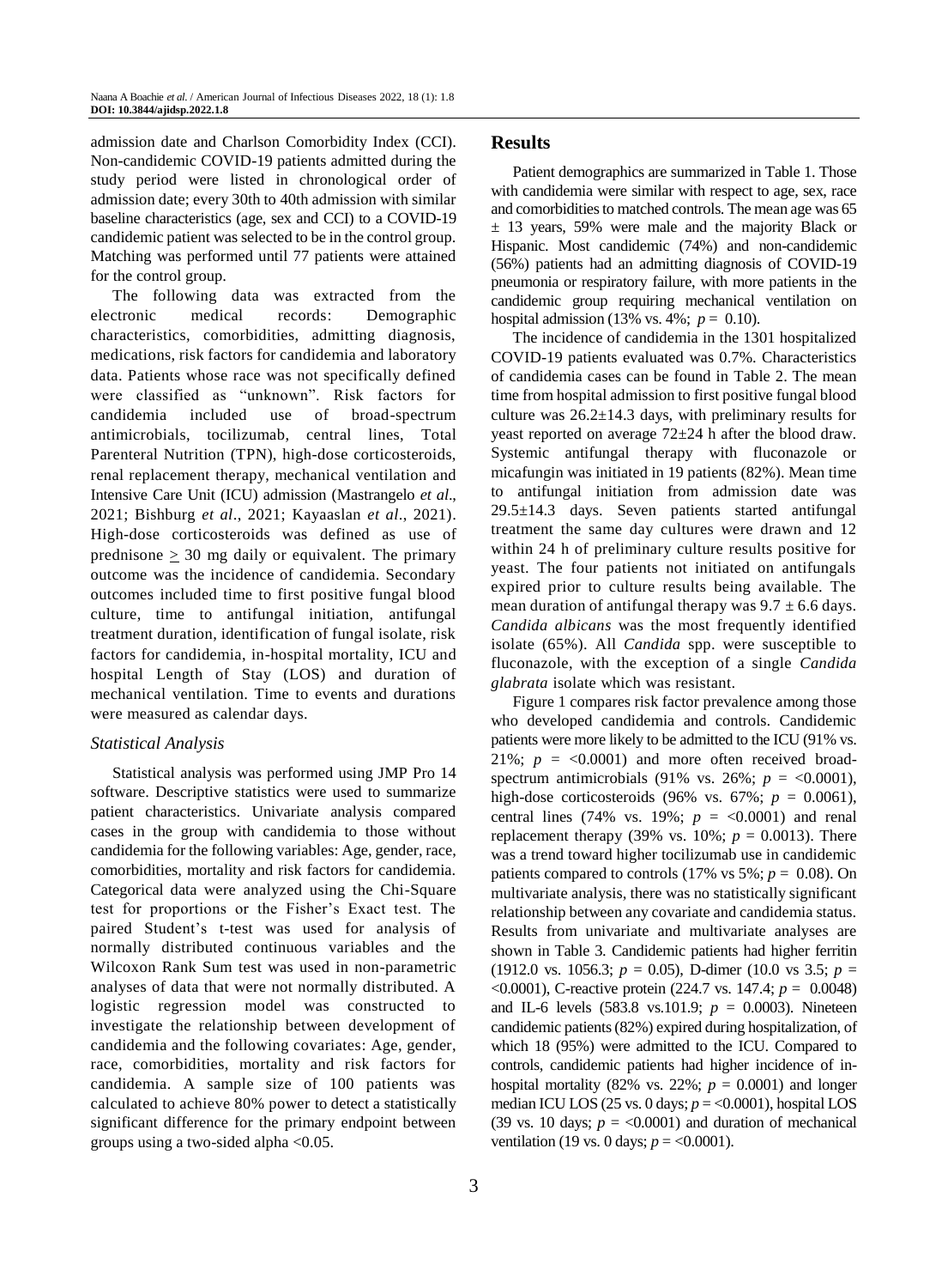admission date and Charlson Comorbidity Index (CCI). Non-candidemic COVID-19 patients admitted during the study period were listed in chronological order of admission date; every 30th to 40th admission with similar baseline characteristics (age, sex and CCI) to a COVID-19 candidemic patient was selected to be in the control group. Matching was performed until 77 patients were attained for the control group.

The following data was extracted from the electronic medical records: Demographic characteristics, comorbidities, admitting diagnosis, medications, risk factors for candidemia and laboratory data. Patients whose race was not specifically defined were classified as "unknown". Risk factors for candidemia included use of broad-spectrum antimicrobials, tocilizumab, central lines, Total Parenteral Nutrition (TPN), high-dose corticosteroids, renal replacement therapy, mechanical ventilation and Intensive Care Unit (ICU) admission (Mastrangelo *et al*., 2021; Bishburg *et al*., 2021; Kayaaslan *et al*., 2021). High-dose corticosteroids was defined as use of prednisone $\geq$ 30 mg daily or equivalent. The primary outcome was the incidence of candidemia. Secondary outcomes included time to first positive fungal blood culture, time to antifungal initiation, antifungal treatment duration, identification of fungal isolate, risk factors for candidemia, in-hospital mortality, ICU and hospital Length of Stay (LOS) and duration of mechanical ventilation. Time to events and durations were measured as calendar days.

### *Statistical Analysis*

Statistical analysis was performed using JMP Pro 14 software. Descriptive statistics were used to summarize patient characteristics. Univariate analysis compared cases in the group with candidemia to those without candidemia for the following variables: Age, gender, race, comorbidities, mortality and risk factors for candidemia. Categorical data were analyzed using the Chi-Square test for proportions or the Fisher's Exact test. The paired Student's t-test was used for analysis of normally distributed continuous variables and the Wilcoxon Rank Sum test was used in non-parametric analyses of data that were not normally distributed. A logistic regression model was constructed to investigate the relationship between development of candidemia and the following covariates: Age, gender, race, comorbidities, mortality and risk factors for candidemia. A sample size of 100 patients was calculated to achieve 80% power to detect a statistically significant difference for the primary endpoint between groups using a two-sided alpha <0.05.

## Results

Patient demographics are summarized in Table 1. Those with candidemia were similar with respect to age, sex, race and comorbidities to matched controls. The mean age was 65 $\pm$ 13 years, 59% were male and the majority Black or Hispanic. Most candidemic (74%) and non-candidemic (56%) patients had an admitting diagnosis of COVID-19 pneumonia or respiratory failure, with more patients in the candidemic group requiring mechanical ventilation on hospital admission (13% vs. 4%; $p = 0.10$).

The incidence of candidemia in the 1301 hospitalized COVID-19 patients evaluated was 0.7%. Characteristics of candidemia cases can be found in Table 2. The mean time from hospital admission to first positive fungal blood culture was 26.2±14.3 days, with preliminary results for yeast reported on average 72±24 h after the blood draw. Systemic antifungal therapy with fluconazole or micafungin was initiated in 19 patients (82%). Mean time to antifungal initiation from admission date was 29.5±14.3 days. Seven patients started antifungal treatment the same day cultures were drawn and 12 within 24 h of preliminary culture results positive for yeast. The four patients not initiated on antifungals expired prior to culture results being available. The mean duration of antifungal therapy was 9.7 $\pm$ 6.6 days. *Candida albicans* was the most frequently identified isolate (65%). All *Candida* spp. were susceptible to fluconazole, with the exception of a single *Candida glabrata* isolate which was resistant.

Figure 1 compares risk factor prevalence among those who developed candidemia and controls. Candidemic patients were more likely to be admitted to the ICU (91% vs. 21%; $p = <0.0001$) and more often received broad-spectrum antimicrobials (91% vs. 26%; $p = <0.0001$), high-dose corticosteroids (96% vs. 67%; $p = 0.0061$), central lines (74% vs. 19%; $p = <0.0001$) and renal replacement therapy (39% vs. 10%; $p = 0.0013$). There was a trend toward higher tocilizumab use in candidemic patients compared to controls (17% vs 5%; $p = 0.08$). On multivariate analysis, there was no statistically significant relationship between any covariate and candidemia status. Results from univariate and multivariate analyses are shown in Table 3. Candidemic patients had higher ferritin (1912.0 vs. 1056.3; $p = 0.05$), D-dimer (10.0 vs 3.5; $p = <0.0001$), C-reactive protein (224.7 vs. 147.4; $p = 0.0048$) and IL-6 levels (583.8 vs.101.9; $p = 0.0003$). Nineteen candidemic patients (82%) expired during hospitalization, of which 18 (95%) were admitted to the ICU. Compared to controls, candidemic patients had higher incidence of in-hospital mortality (82% vs. 22%; $p = 0.0001$) and longer median ICU LOS (25 vs. 0 days; $p = <0.0001$), hospital LOS (39 vs. 10 days; $p = <0.0001$) and duration of mechanical ventilation (19 vs. 0 days; $p = <0.0001$).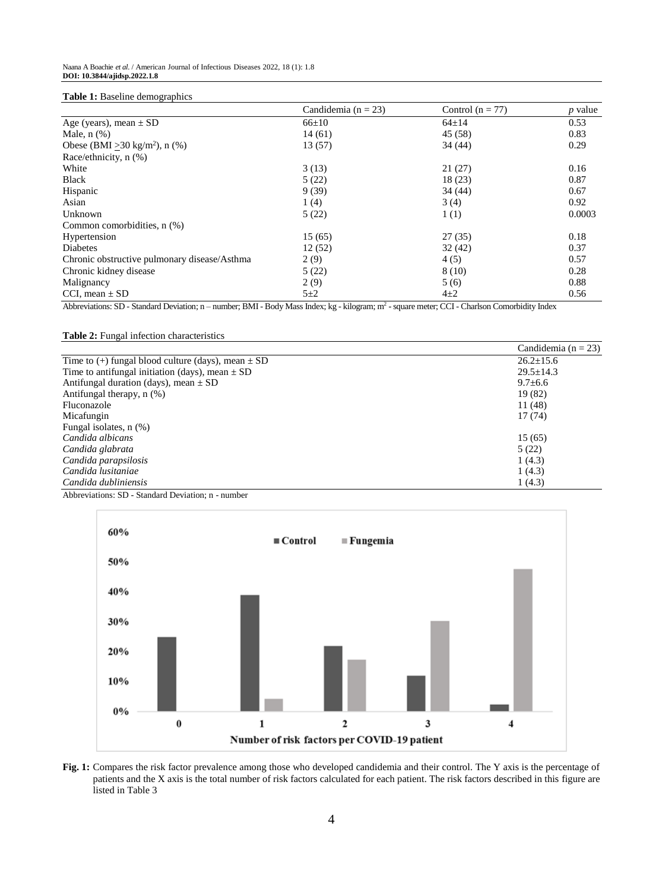**Table 1:** Baseline demographics

| | Candidemia (n = 23) | Control (n = 77) | *p* value |
|---|---|---|---|
| Age (years), mean ± SD | 66±10 | 64±14 | 0.53 |
| Male, n (%) | 14 (61) | 45 (58) | 0.83 |
| Obese (BMI ≥30 kg/m$^2$), n (%) | 13 (57) | 34 (44) | 0.29 |
| Race/ethnicity, n (%) | | | |
| White | 3 (13) | 21 (27) | 0.16 |
| Black | 5 (22) | 18 (23) | 0.87 |
| Hispanic | 9 (39) | 34 (44) | 0.67 |
| Asian | 1 (4) | 3 (4) | 0.92 |
| Unknown | 5 (22) | 1 (1) | 0.0003 |
| Common comorbidities, n (%) | | | |
| Hypertension | 15 (65) | 27 (35) | 0.18 |
| Diabetes | 12 (52) | 32 (42) | 0.37 |
| Chronic obstructive pulmonary disease/Asthma | 2 (9) | 4 (5) | 0.57 |
| Chronic kidney disease | 5 (22) | 8 (10) | 0.28 |
| Malignancy | 2 (9) | 5 (6) | 0.88 |
| CCI, mean ± SD | 5±2 | 4±2 | 0.56 |

Abbreviations: SD - Standard Deviation; n – number; BMI - Body Mass Index; kg - kilogram; m$^2$ - square meter; CCI - Charlson Comorbidity Index

**Table 2:** Fungal infection characteristics

| | Candidemia (n = 23) |
|---|---|
| Time to (+) fungal blood culture (days), mean ± SD | 26.2±15.6 |
| Time to antifungal initiation (days), mean ± SD | 29.5±14.3 |
| Antifungal duration (days), mean ± SD | 9.7±6.6 |
| Antifungal therapy, n (%) | 19 (82) |
| Fluconazole | 11 (48) |
| Micafungin | 17 (74) |
| Fungal isolates, n (%) | |
| *Candida albicans* | 15 (65) |
| *Candida glabrata* | 5 (22) |
| *Candida parapsilosis* | 1 (4.3) |
| *Candida lusitaniae* | 1 (4.3) |
| *Candida dubliniensis* | 1 (4.3) |

Abbreviations: SD - Standard Deviation; n - number

**Fig. 1:** Compares the risk factor prevalence among those who developed candidemia and their control. The Y axis is the percentage of patients and the X axis is the total number of risk factors calculated for each patient. The risk factors described in this figure are listed in Table 3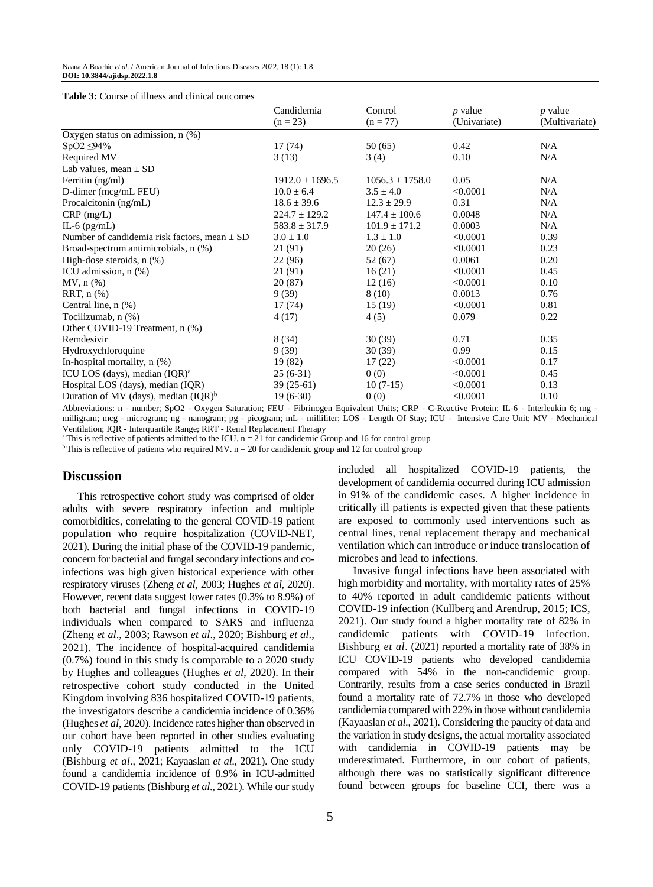**Table 3:** Course of illness and clinical outcomes

| | Candidemia (n = 23) | Control (n = 77) | *p* value (Univariate) | *p* value (Multivariate) |
|---|---|---|---|---|
| Oxygen status on admission, n (%) | | | | |
| SpO2 ≤94% | 17 (74) | 50 (65) | 0.42 | N/A |
| Required MV | 3 (13) | 3 (4) | 0.10 | N/A |
| Lab values, mean ± SD | | | | |
| Ferritin (ng/ml) | 1912.0 ± 1696.5 | 1056.3 ± 1758.0 | 0.05 | N/A |
| D-dimer (mcg/mL FEU) | 10.0 ± 6.4 | 3.5 ± 4.0 | <0.0001 | N/A |
| Procalcitonin (ng/mL) | 18.6 ± 39.6 | 12.3 ± 29.9 | 0.31 | N/A |
| CRP (mg/L) | 224.7 ± 129.2 | 147.4 ± 100.6 | 0.0048 | N/A |
| IL-6 (pg/mL) | 583.8 ± 317.9 | 101.9 ± 171.2 | 0.0003 | N/A |
| Number of candidemia risk factors, mean ± SD | 3.0 ± 1.0 | 1.3 ± 1.0 | <0.0001 | 0.39 |
| Broad-spectrum antimicrobials, n (%) | 21 (91) | 20 (26) | <0.0001 | 0.23 |
| High-dose steroids, n (%) | 22 (96) | 52 (67) | 0.0061 | 0.20 |
| ICU admission, n (%) | 21 (91) | 16 (21) | <0.0001 | 0.45 |
| MV, n (%) | 20 (87) | 12 (16) | <0.0001 | 0.10 |
| RRT, n (%) | 9 (39) | 8 (10) | 0.0013 | 0.76 |
| Central line, n (%) | 17 (74) | 15 (19) | <0.0001 | 0.81 |
| Tocilizumab, n (%) | 4 (17) | 4 (5) | 0.079 | 0.22 |
| Other COVID-19 Treatment, n (%) | | | | |
| Remdesivir | 8 (34) | 30 (39) | 0.71 | 0.35 |
| Hydroxychloroquine | 9 (39) | 30 (39) | 0.99 | 0.15 |
| In-hospital mortality, n (%) | 19 (82) | 17 (22) | <0.0001 | 0.17 |
| ICU LOS (days), median (IQR)[a] | 25 (6-31) | 0 (0) | <0.0001 | 0.45 |
| Hospital LOS (days), median (IQR) | 39 (25-61) | 10 (7-15) | <0.0001 | 0.13 |
| Duration of MV (days), median (IQR)[b] | 19 (6-30) | 0 (0) | <0.0001 | 0.10 |

Abbreviations: n - number; SpO2 - Oxygen Saturation; FEU - Fibrinogen Equivalent Units; CRP - C-Reactive Protein; IL-6 - Interleukin 6; mg - milligram; mcg - microgram; ng - nanogram; pg - picogram; mL - milliliter; LOS - Length Of Stay; ICU - Intensive Care Unit; MV - Mechanical Ventilation; IQR - Interquartile Range; RRT - Renal Replacement Therapy

[a] This is reflective of patients admitted to the ICU. n = 21 for candidemic Group and 16 for control group

[b] This is reflective of patients who required MV. n = 20 for candidemic group and 12 for control group

## Discussion

This retrospective cohort study was comprised of older adults with severe respiratory infection and multiple comorbidities, correlating to the general COVID-19 patient population who require hospitalization (COVID-NET, 2021). During the initial phase of the COVID-19 pandemic, concern for bacterial and fungal secondary infections and co-infections was high given historical experience with other respiratory viruses (Zheng *et al*, 2003; Hughes *et al*, 2020). However, recent data suggest lower rates (0.3% to 8.9%) of both bacterial and fungal infections in COVID-19 individuals when compared to SARS and influenza (Zheng *et al*., 2003; Rawson *et al*., 2020; Bishburg *et al*., 2021). The incidence of hospital-acquired candidemia (0.7%) found in this study is comparable to a 2020 study by Hughes and colleagues (Hughes *et al*, 2020). In their retrospective cohort study conducted in the United Kingdom involving 836 hospitalized COVID-19 patients, the investigators describe a candidemia incidence of 0.36% (Hughes *et al*, 2020). Incidence rates higher than observed in our cohort have been reported in other studies evaluating only COVID-19 patients admitted to the ICU (Bishburg *et al*., 2021; Kayaaslan *et al*., 2021). One study found a candidemia incidence of 8.9% in ICU-admitted COVID-19 patients (Bishburg *et al*., 2021). While our study included all hospitalized COVID-19 patients, the development of candidemia occurred during ICU admission in 91% of the candidemic cases. A higher incidence in critically ill patients is expected given that these patients are exposed to commonly used interventions such as central lines, renal replacement therapy and mechanical ventilation which can introduce or induce translocation of microbes and lead to infections.

Invasive fungal infections have been associated with high morbidity and mortality, with mortality rates of 25% to 40% reported in adult candidemic patients without COVID-19 infection (Kullberg and Arendrup, 2015; ICS, 2021). Our study found a higher mortality rate of 82% in candidemic patients with COVID-19 infection. Bishburg *et al*. (2021) reported a mortality rate of 38% in ICU COVID-19 patients who developed candidemia compared with 54% in the non-candidemic group. Contrarily, results from a case series conducted in Brazil found a mortality rate of 72.7% in those who developed candidemia compared with 22% in those without candidemia (Kayaaslan *et al*., 2021). Considering the paucity of data and the variation in study designs, the actual mortality associated with candidemia in COVID-19 patients may be underestimated. Furthermore, in our cohort of patients, although there was no statistically significant difference found between groups for baseline CCI, there was a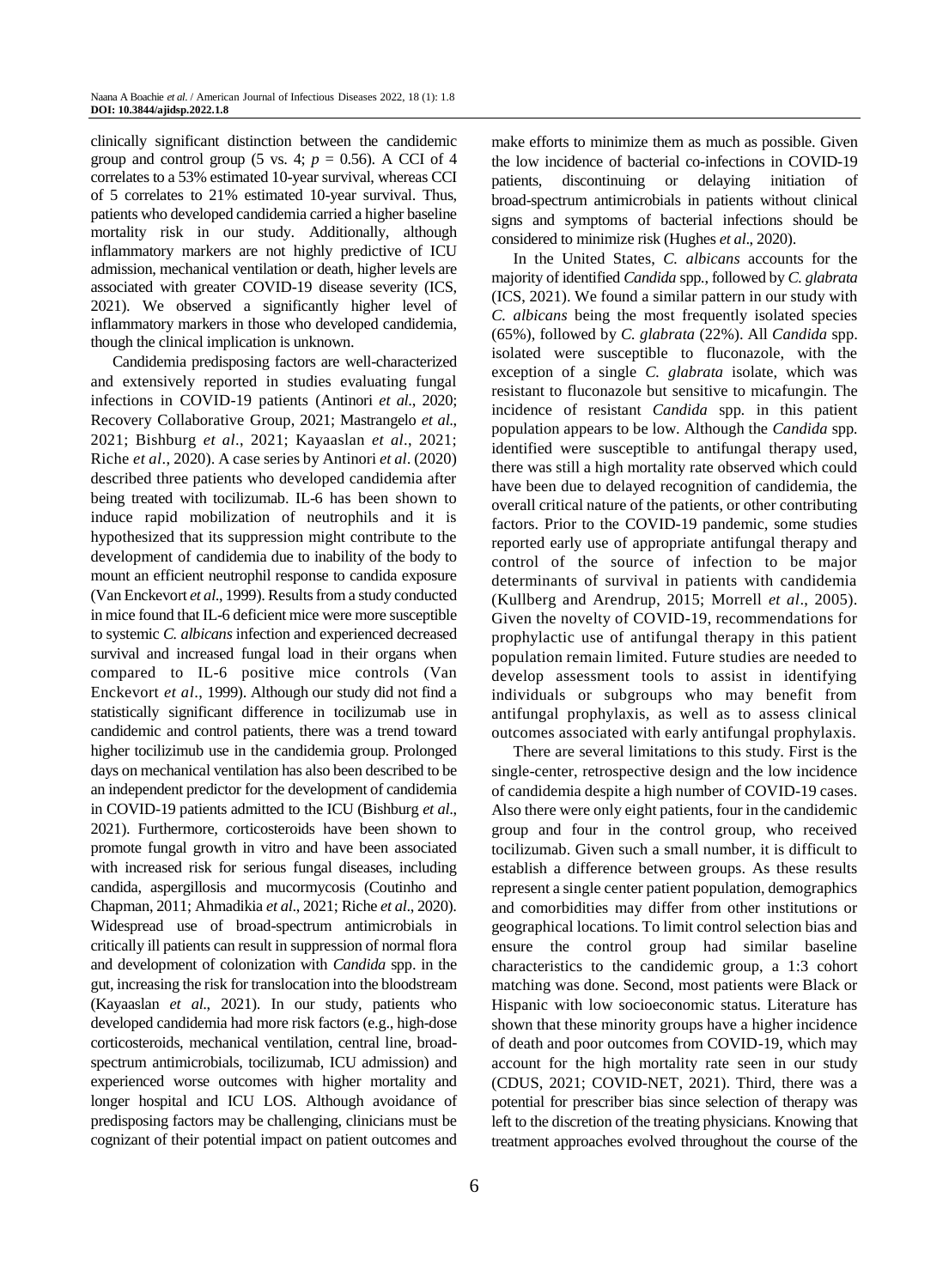clinically significant distinction between the candidemic group and control group (5 vs. 4; $p = 0.56$). A CCI of 4 correlates to a 53% estimated 10-year survival, whereas CCI of 5 correlates to 21% estimated 10-year survival. Thus, patients who developed candidemia carried a higher baseline mortality risk in our study. Additionally, although inflammatory markers are not highly predictive of ICU admission, mechanical ventilation or death, higher levels are associated with greater COVID-19 disease severity (ICS, 2021). We observed a significantly higher level of inflammatory markers in those who developed candidemia, though the clinical implication is unknown.

Candidemia predisposing factors are well-characterized and extensively reported in studies evaluating fungal infections in COVID-19 patients (Antinori *et al*., 2020; Recovery Collaborative Group, 2021; Mastrangelo *et al*., 2021; Bishburg *et al*., 2021; Kayaaslan *et al*., 2021; Riche *et al*., 2020). A case series by Antinori *et al*. (2020) described three patients who developed candidemia after being treated with tocilizumab. IL-6 has been shown to induce rapid mobilization of neutrophils and it is hypothesized that its suppression might contribute to the development of candidemia due to inability of the body to mount an efficient neutrophil response to candida exposure (Van Enckevort *et al*., 1999). Results from a study conducted in mice found that IL-6 deficient mice were more susceptible to systemic *C. albicans* infection and experienced decreased survival and increased fungal load in their organs when compared to IL-6 positive mice controls (Van Enckevort *et al*., 1999). Although our study did not find a statistically significant difference in tocilizumab use in candidemic and control patients, there was a trend toward higher tocilizimub use in the candidemia group. Prolonged days on mechanical ventilation has also been described to be an independent predictor for the development of candidemia in COVID-19 patients admitted to the ICU (Bishburg *et al*., 2021). Furthermore, corticosteroids have been shown to promote fungal growth in vitro and have been associated with increased risk for serious fungal diseases, including candida, aspergillosis and mucormycosis (Coutinho and Chapman, 2011; Ahmadikia *et al*., 2021; Riche *et al*., 2020). Widespread use of broad-spectrum antimicrobials in critically ill patients can result in suppression of normal flora and development of colonization with *Candida* spp. in the gut, increasing the risk for translocation into the bloodstream (Kayaaslan *et al*., 2021). In our study, patients who developed candidemia had more risk factors (e.g., high-dose corticosteroids, mechanical ventilation, central line, broad-spectrum antimicrobials, tocilizumab, ICU admission) and experienced worse outcomes with higher mortality and longer hospital and ICU LOS. Although avoidance of predisposing factors may be challenging, clinicians must be cognizant of their potential impact on patient outcomes and make efforts to minimize them as much as possible. Given the low incidence of bacterial co-infections in COVID-19 patients, discontinuing or delaying initiation of broad-spectrum antimicrobials in patients without clinical signs and symptoms of bacterial infections should be considered to minimize risk (Hughes *et al*., 2020).

In the United States, *C. albicans* accounts for the majority of identified *Candida* spp., followed by *C. glabrata* (ICS, 2021). We found a similar pattern in our study with *C. albicans* being the most frequently isolated species (65%), followed by *C. glabrata* (22%). All *Candida* spp. isolated were susceptible to fluconazole, with the exception of a single *C. glabrata* isolate, which was resistant to fluconazole but sensitive to micafungin. The incidence of resistant *Candida* spp. in this patient population appears to be low. Although the *Candida* spp. identified were susceptible to antifungal therapy used, there was still a high mortality rate observed which could have been due to delayed recognition of candidemia, the overall critical nature of the patients, or other contributing factors. Prior to the COVID-19 pandemic, some studies reported early use of appropriate antifungal therapy and control of the source of infection to be major determinants of survival in patients with candidemia (Kullberg and Arendrup, 2015; Morrell *et al*., 2005). Given the novelty of COVID-19, recommendations for prophylactic use of antifungal therapy in this patient population remain limited. Future studies are needed to develop assessment tools to assist in identifying individuals or subgroups who may benefit from antifungal prophylaxis, as well as to assess clinical outcomes associated with early antifungal prophylaxis.

There are several limitations to this study. First is the single-center, retrospective design and the low incidence of candidemia despite a high number of COVID-19 cases. Also there were only eight patients, four in the candidemic group and four in the control group, who received tocilizumab. Given such a small number, it is difficult to establish a difference between groups. As these results represent a single center patient population, demographics and comorbidities may differ from other institutions or geographical locations. To limit control selection bias and ensure the control group had similar baseline characteristics to the candidemic group, a 1:3 cohort matching was done. Second, most patients were Black or Hispanic with low socioeconomic status. Literature has shown that these minority groups have a higher incidence of death and poor outcomes from COVID-19, which may account for the high mortality rate seen in our study (CDUS, 2021; COVID-NET, 2021). Third, there was a potential for prescriber bias since selection of therapy was left to the discretion of the treating physicians. Knowing that treatment approaches evolved throughout the course of the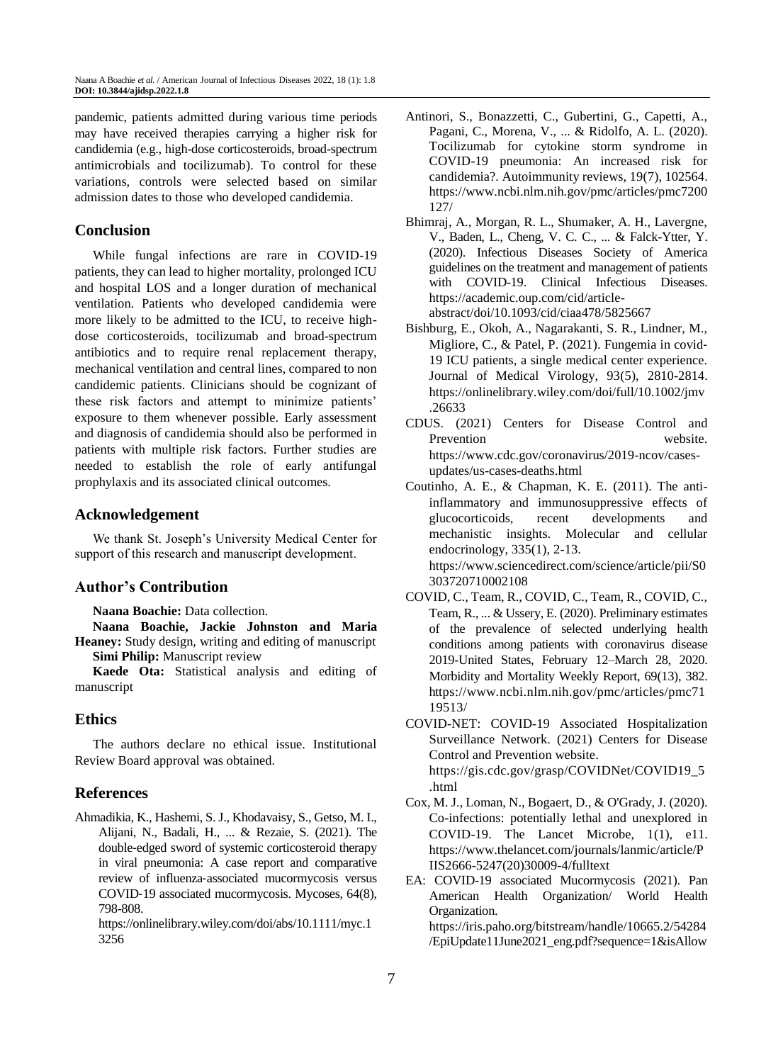pandemic, patients admitted during various time periods may have received therapies carrying a higher risk for candidemia (e.g., high-dose corticosteroids, broad-spectrum antimicrobials and tocilizumab). To control for these variations, controls were selected based on similar admission dates to those who developed candidemia.

## Conclusion

While fungal infections are rare in COVID-19 patients, they can lead to higher mortality, prolonged ICU and hospital LOS and a longer duration of mechanical ventilation. Patients who developed candidemia were more likely to be admitted to the ICU, to receive high-dose corticosteroids, tocilizumab and broad-spectrum antibiotics and to require renal replacement therapy, mechanical ventilation and central lines, compared to non candidemic patients. Clinicians should be cognizant of these risk factors and attempt to minimize patients' exposure to them whenever possible. Early assessment and diagnosis of candidemia should also be performed in patients with multiple risk factors. Further studies are needed to establish the role of early antifungal prophylaxis and its associated clinical outcomes.

## Acknowledgement

We thank St. Joseph's University Medical Center for support of this research and manuscript development.

## Author's Contribution

**Naana Boachie:** Data collection.

**Naana Boachie, Jackie Johnston and Maria Heaney:** Study design, writing and editing of manuscript

**Simi Philip:** Manuscript review

**Kaede Ota:** Statistical analysis and editing of manuscript

## Ethics

The authors declare no ethical issue. Institutional Review Board approval was obtained.

## References

Ahmadikia, K., Hashemi, S. J., Khodavaisy, S., Getso, M. I., Alijani, N., Badali, H., ... & Rezaie, S. (2021). The double-edged sword of systemic corticosteroid therapy in viral pneumonia: A case report and comparative review of influenza-associated mucormycosis versus COVID-19 associated mucormycosis. Mycoses, 64(8), 798-808. https://onlinelibrary.wiley.com/doi/abs/10.1111/myc.13256

Antinori, S., Bonazzetti, C., Gubertini, G., Capetti, A., Pagani, C., Morena, V., ... & Ridolfo, A. L. (2020). Tocilizumab for cytokine storm syndrome in COVID-19 pneumonia: An increased risk for candidemia?. Autoimmunity reviews, 19(7), 102564. https://www.ncbi.nlm.nih.gov/pmc/articles/pmc7200127/

Bhimraj, A., Morgan, R. L., Shumaker, A. H., Lavergne, V., Baden, L., Cheng, V. C. C., ... & Falck-Ytter, Y. (2020). Infectious Diseases Society of America guidelines on the treatment and management of patients with COVID-19. Clinical Infectious Diseases. https://academic.oup.com/cid/article-abstract/doi/10.1093/cid/ciaa478/5825667

Bishburg, E., Okoh, A., Nagarakanti, S. R., Lindner, M., Migliore, C., & Patel, P. (2021). Fungemia in covid-19 ICU patients, a single medical center experience. Journal of Medical Virology, 93(5), 2810-2814. https://onlinelibrary.wiley.com/doi/full/10.1002/jmv.26633

CDUS. (2021) Centers for Disease Control and Prevention website. https://www.cdc.gov/coronavirus/2019-ncov/cases-updates/us-cases-deaths.html

Coutinho, A. E., & Chapman, K. E. (2011). The anti-inflammatory and immunosuppressive effects of glucocorticoids, recent developments and mechanistic insights. Molecular and cellular endocrinology, 335(1), 2-13. https://www.sciencedirect.com/science/article/pii/S0303720710002108

COVID, C., Team, R., COVID, C., Team, R., COVID, C., Team, R., ... & Ussery, E. (2020). Preliminary estimates of the prevalence of selected underlying health conditions among patients with coronavirus disease 2019-United States, February 12–March 28, 2020. Morbidity and Mortality Weekly Report, 69(13), 382. https://www.ncbi.nlm.nih.gov/pmc/articles/pmc7119513/

COVID-NET: COVID-19 Associated Hospitalization Surveillance Network. (2021) Centers for Disease Control and Prevention website. https://gis.cdc.gov/grasp/COVIDNet/COVID19_5.html

Cox, M. J., Loman, N., Bogaert, D., & O'Grady, J. (2020). Co-infections: potentially lethal and unexplored in COVID-19. The Lancet Microbe, 1(1), e11. https://www.thelancet.com/journals/lanmic/article/PIIS2666-5247(20)30009-4/fulltext

EA: COVID-19 associated Mucormycosis (2021). Pan American Health Organization/ World Health Organization. https://iris.paho.org/bitstream/handle/10665.2/54284/EpiUpdate11June2021_eng.pdf?sequence=1&isAllow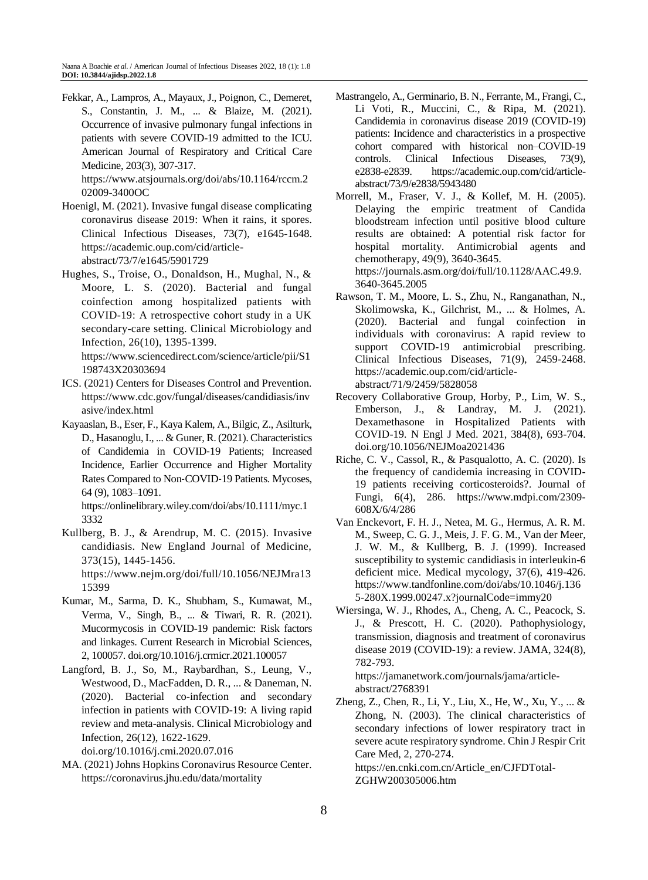Fekkar, A., Lampros, A., Mayaux, J., Poignon, C., Demeret, S., Constantin, J. M., ... & Blaize, M. (2021). Occurrence of invasive pulmonary fungal infections in patients with severe COVID-19 admitted to the ICU. American Journal of Respiratory and Critical Care Medicine, 203(3), 307-317. https://www.atsjournals.org/doi/abs/10.1164/rccm.202009-3400OC

Hoenigl, M. (2021). Invasive fungal disease complicating coronavirus disease 2019: When it rains, it spores. Clinical Infectious Diseases, 73(7), e1645-1648. https://academic.oup.com/cid/article-abstract/73/7/e1645/5901729

Hughes, S., Troise, O., Donaldson, H., Mughal, N., & Moore, L. S. (2020). Bacterial and fungal coinfection among hospitalized patients with COVID-19: A retrospective cohort study in a UK secondary-care setting. Clinical Microbiology and Infection, 26(10), 1395-1399. https://www.sciencedirect.com/science/article/pii/S1198743X20303694

ICS. (2021) Centers for Diseases Control and Prevention. https://www.cdc.gov/fungal/diseases/candidiasis/invasive/index.html

Kayaaslan, B., Eser, F., Kaya Kalem, A., Bilgic, Z., Asilturk, D., Hasanoglu, I., ... & Guner, R. (2021). Characteristics of Candidemia in COVID-19 Patients; Increased Incidence, Earlier Occurrence and Higher Mortality Rates Compared to Non-COVID-19 Patients. Mycoses, 64 (9), 1083–1091. https://onlinelibrary.wiley.com/doi/abs/10.1111/myc.13332

Kullberg, B. J., & Arendrup, M. C. (2015). Invasive candidiasis. New England Journal of Medicine, 373(15), 1445-1456. https://www.nejm.org/doi/full/10.1056/NEJMra1315399

Kumar, M., Sarma, D. K., Shubham, S., Kumawat, M., Verma, V., Singh, B., ... & Tiwari, R. R. (2021). Mucormycosis in COVID-19 pandemic: Risk factors and linkages. Current Research in Microbial Sciences, 2, 100057. doi.org/10.1016/j.crmicr.2021.100057

Langford, B. J., So, M., Raybardhan, S., Leung, V., Westwood, D., MacFadden, D. R., ... & Daneman, N. (2020). Bacterial co-infection and secondary infection in patients with COVID-19: A living rapid review and meta-analysis. Clinical Microbiology and Infection, 26(12), 1622-1629. doi.org/10.1016/j.cmi.2020.07.016

MA. (2021) Johns Hopkins Coronavirus Resource Center. https://coronavirus.jhu.edu/data/mortality

Mastrangelo, A., Germinario, B. N., Ferrante, M., Frangi, C., Li Voti, R., Muccini, C., & Ripa, M. (2021). Candidemia in coronavirus disease 2019 (COVID-19) patients: Incidence and characteristics in a prospective cohort compared with historical non–COVID-19 controls. Clinical Infectious Diseases, 73(9), e2838-e2839. https://academic.oup.com/cid/article-abstract/73/9/e2838/5943480

Morrell, M., Fraser, V. J., & Kollef, M. H. (2005). Delaying the empiric treatment of Candida bloodstream infection until positive blood culture results are obtained: A potential risk factor for hospital mortality. Antimicrobial agents and chemotherapy, 49(9), 3640-3645. https://journals.asm.org/doi/full/10.1128/AAC.49.9.3640-3645.2005

Rawson, T. M., Moore, L. S., Zhu, N., Ranganathan, N., Skolimowska, K., Gilchrist, M., ... & Holmes, A. (2020). Bacterial and fungal coinfection in individuals with coronavirus: A rapid review to support COVID-19 antimicrobial prescribing. Clinical Infectious Diseases, 71(9), 2459-2468. https://academic.oup.com/cid/article-abstract/71/9/2459/5828058

Recovery Collaborative Group, Horby, P., Lim, W. S., Emberson, J., & Landray, M. J. (2021). Dexamethasone in Hospitalized Patients with COVID-19. N Engl J Med. 2021, 384(8), 693-704. doi.org/10.1056/NEJMoa2021436

Riche, C. V., Cassol, R., & Pasqualotto, A. C. (2020). Is the frequency of candidemia increasing in COVID-19 patients receiving corticosteroids?. Journal of Fungi, 6(4), 286. https://www.mdpi.com/2309-608X/6/4/286

Van Enckevort, F. H. J., Netea, M. G., Hermus, A. R. M. M., Sweep, C. G. J., Meis, J. F. G. M., Van der Meer, J. W. M., & Kullberg, B. J. (1999). Increased susceptibility to systemic candidiasis in interleukin-6 deficient mice. Medical mycology, 37(6), 419-426. https://www.tandfonline.com/doi/abs/10.1046/j.1365-280X.1999.00247.x?journalCode=immy20

Wiersinga, W. J., Rhodes, A., Cheng, A. C., Peacock, S. J., & Prescott, H. C. (2020). Pathophysiology, transmission, diagnosis and treatment of coronavirus disease 2019 (COVID-19): a review. JAMA, 324(8), 782-793. https://jamanetwork.com/journals/jama/article-abstract/2768391

Zheng, Z., Chen, R., Li, Y., Liu, X., He, W., Xu, Y., ... & Zhong, N. (2003). The clinical characteristics of secondary infections of lower respiratory tract in severe acute respiratory syndrome. Chin J Respir Crit Care Med, 2, 270-274. https://en.cnki.com.cn/Article_en/CJFDTotal-ZGHW200305006.htm